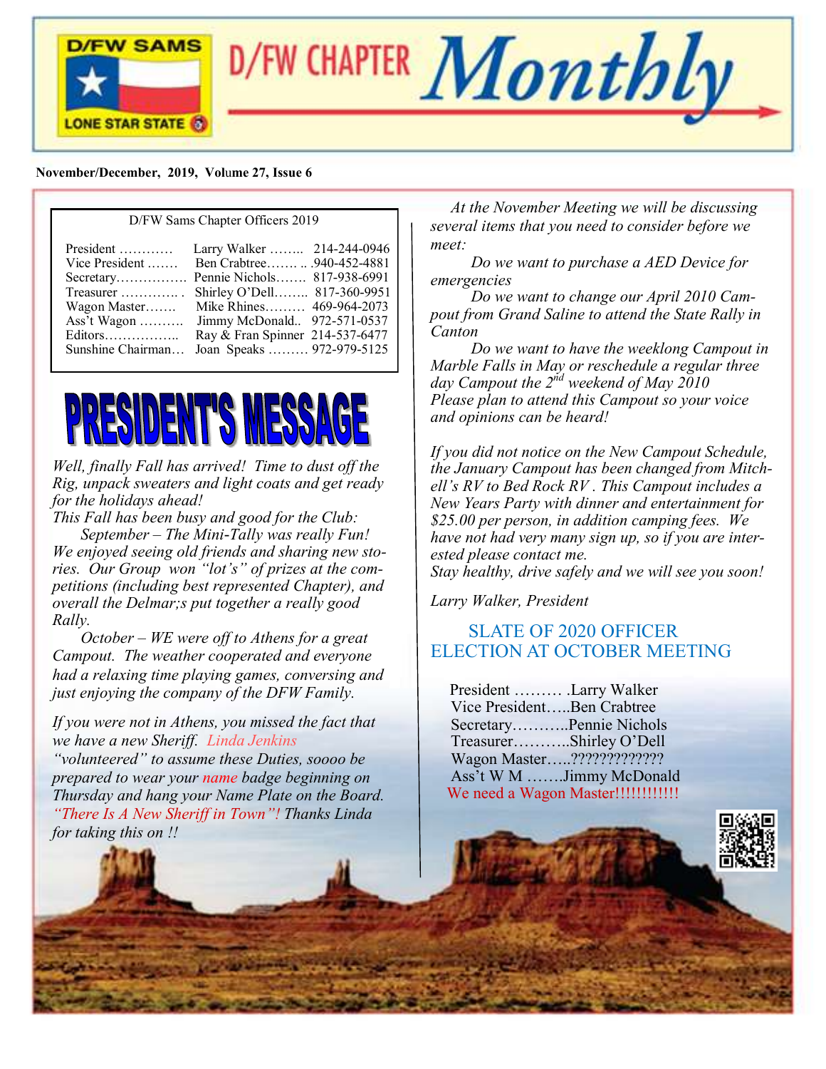# D/FW CHAPTER *Monthly*

D/FW SAMS — LONE STAR STATE

**November/December, 2019, Volume 27, Issue 6**

D/FW Sams Chapter Officers 2019

| Office | Name | Phone |
|---|---|---|
| President ………… | Larry Walker …….. | 214-244-0946 |
| Vice President ……. | Ben Crabtree……. .. | .940-452-4881 |
| Secretary……………. | Pennie Nichols……. | 817-938-6991 |
| Treasurer …………. . | Shirley O'Dell…….. | 817-360-9951 |
| Wagon Master……. | Mike Rhines……… | 469-964-2073 |
| Ass't Wagon ………. | Jimmy McDonald.. | 972-571-0537 |
| Editors…………….. | Ray & Fran Spinner | 214-537-6477 |
| Sunshine Chairman… | Joan Speaks ……… | 972-979-5125 |

## PRESIDENT'S MESSAGE

*Well, finally Fall has arrived! Time to dust off the Rig, unpack sweaters and light coats and get ready for the holidays ahead!*

*This Fall has been busy and good for the Club:*

*September – The Mini-Tally was really Fun! We enjoyed seeing old friends and sharing new stories. Our Group won "lot's" of prizes at the competitions (including best represented Chapter), and overall the Delmar;s put together a really good Rally.*

*October – WE were off to Athens for a great Campout. The weather cooperated and everyone had a relaxing time playing games, conversing and just enjoying the company of the DFW Family.*

*If you were not in Athens, you missed the fact that we have a new Sheriff. Linda Jenkins "volunteered" to assume these Duties, soooo be prepared to wear your name badge beginning on Thursday and hang your Name Plate on the Board. "There Is A New Sheriff in Town"! Thanks Linda for taking this on !!*

*At the November Meeting we will be discussing several items that you need to consider before we meet:*

*Do we want to purchase a AED Device for emergencies*

*Do we want to change our April 2010 Campout from Grand Saline to attend the State Rally in Canton*

*Do we want to have the weeklong Campout in Marble Falls in May or reschedule a regular three day Campout the 2nd weekend of May 2010*

*Please plan to attend this Campout so your voice and opinions can be heard!*

*If you did not notice on the New Campout Schedule, the January Campout has been changed from Mitchell's RV to Bed Rock RV . This Campout includes a New Years Party with dinner and entertainment for $25.00 per person, in addition camping fees. We have not had very many sign up, so if you are interested please contact me.*

*Stay healthy, drive safely and we will see you soon!*

*Larry Walker, President*

## SLATE OF 2020 OFFICER ELECTION AT OCTOBER MEETING

President ……… .Larry Walker
Vice President…..Ben Crabtree
Secretary………..Pennie Nichols
Treasurer………..Shirley O'Dell
Wagon Master…..?????????????
Ass't W M …….Jimmy McDonald

We need a Wagon Master!!!!!!!!!!!!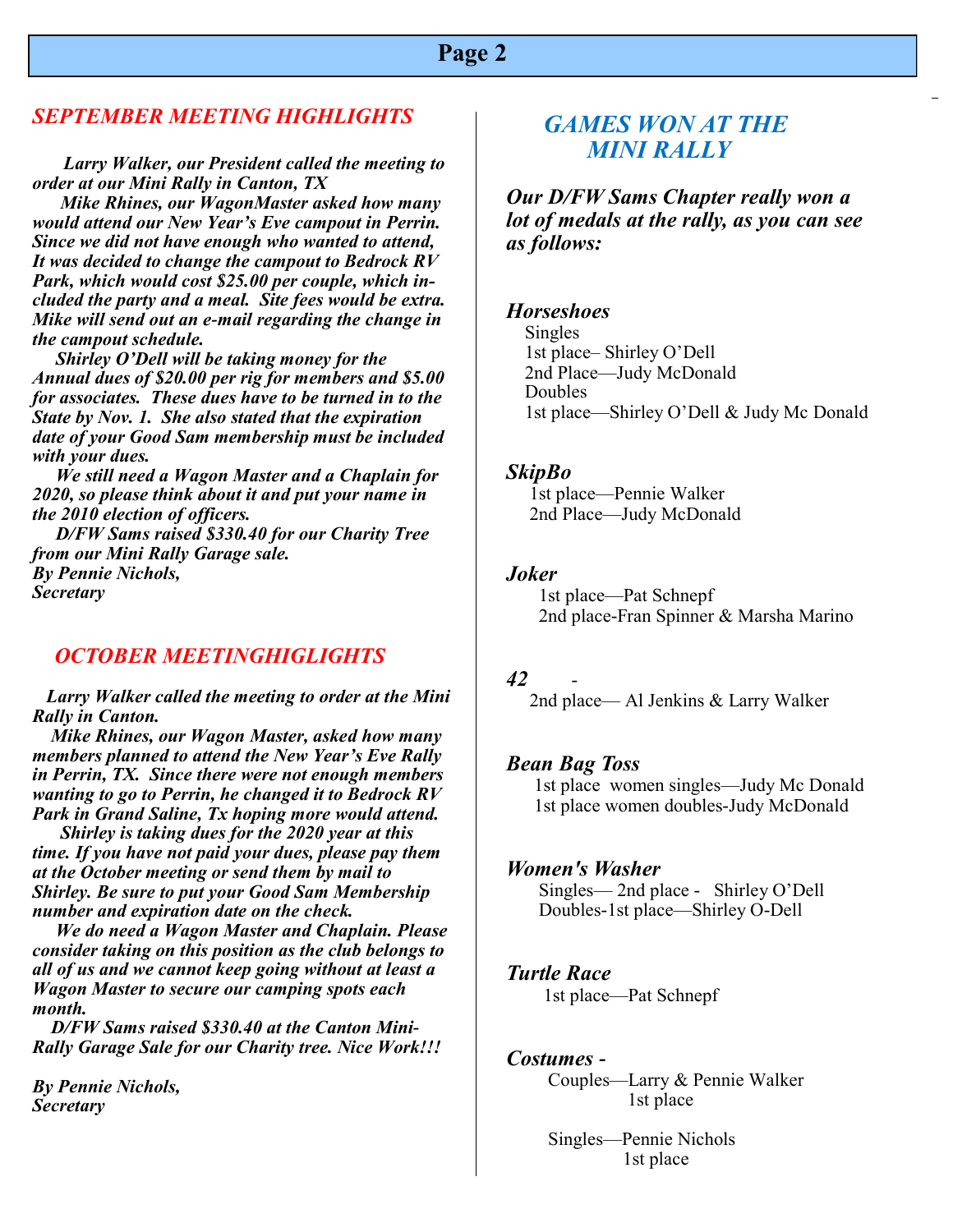## *SEPTEMBER MEETING HIGHLIGHTS*

***Larry Walker, our President called the meeting to order at our Mini Rally in Canton, TX***

***Mike Rhines, our WagonMaster asked how many would attend our New Year's Eve campout in Perrin. Since we did not have enough who wanted to attend, It was decided to change the campout to Bedrock RV Park, which would cost $25.00 per couple, which included the party and a meal. Site fees would be extra. Mike will send out an e-mail regarding the change in the campout schedule.***

***Shirley O'Dell will be taking money for the Annual dues of $20.00 per rig for members and $5.00 for associates. These dues have to be turned in to the State by Nov. 1. She also stated that the expiration date of your Good Sam membership must be included with your dues.***

***We still need a Wagon Master and a Chaplain for 2020, so please think about it and put your name in the 2010 election of officers.***

***D/FW Sams raised $330.40 for our Charity Tree from our Mini Rally Garage sale.***

***By Pennie Nichols,***
***Secretary***

## *OCTOBER MEETINGHIGLIGHTS*

***Larry Walker called the meeting to order at the Mini Rally in Canton.***

***Mike Rhines, our Wagon Master, asked how many members planned to attend the New Year's Eve Rally in Perrin, TX. Since there were not enough members wanting to go to Perrin, he changed it to Bedrock RV Park in Grand Saline, Tx hoping more would attend.***

***Shirley is taking dues for the 2020 year at this time. If you have not paid your dues, please pay them at the October meeting or send them by mail to Shirley. Be sure to put your Good Sam Membership number and expiration date on the check.***

***We do need a Wagon Master and Chaplain. Please consider taking on this position as the club belongs to all of us and we cannot keep going without at least a Wagon Master to secure our camping spots each month.***

***D/FW Sams raised $330.40 at the Canton Mini-Rally Garage Sale for our Charity tree. Nice Work!!!***

***By Pennie Nichols,***
***Secretary***

## *GAMES WON AT THE MINI RALLY*

***Our D/FW Sams Chapter really won a lot of medals at the rally, as you can see as follows:***

### *Horseshoes*

Singles
1st place– Shirley O'Dell
2nd Place—Judy McDonald
Doubles
1st place—Shirley O'Dell & Judy Mc Donald

### *SkipBo*

1st place—Pennie Walker
2nd Place—Judy McDonald

### *Joker*

1st place—Pat Schnepf
2nd place-Fran Spinner & Marsha Marino

### *42* -

2nd place— Al Jenkins & Larry Walker

### *Bean Bag Toss*

1st place women singles—Judy Mc Donald
1st place women doubles-Judy McDonald

### *Women's Washer*

Singles— 2nd place - Shirley O'Dell
Doubles-1st place—Shirley O-Dell

### *Turtle Race*

1st place—Pat Schnepf

### *Costumes -*

Couples—Larry & Pennie Walker
1st place

Singles—Pennie Nichols
1st place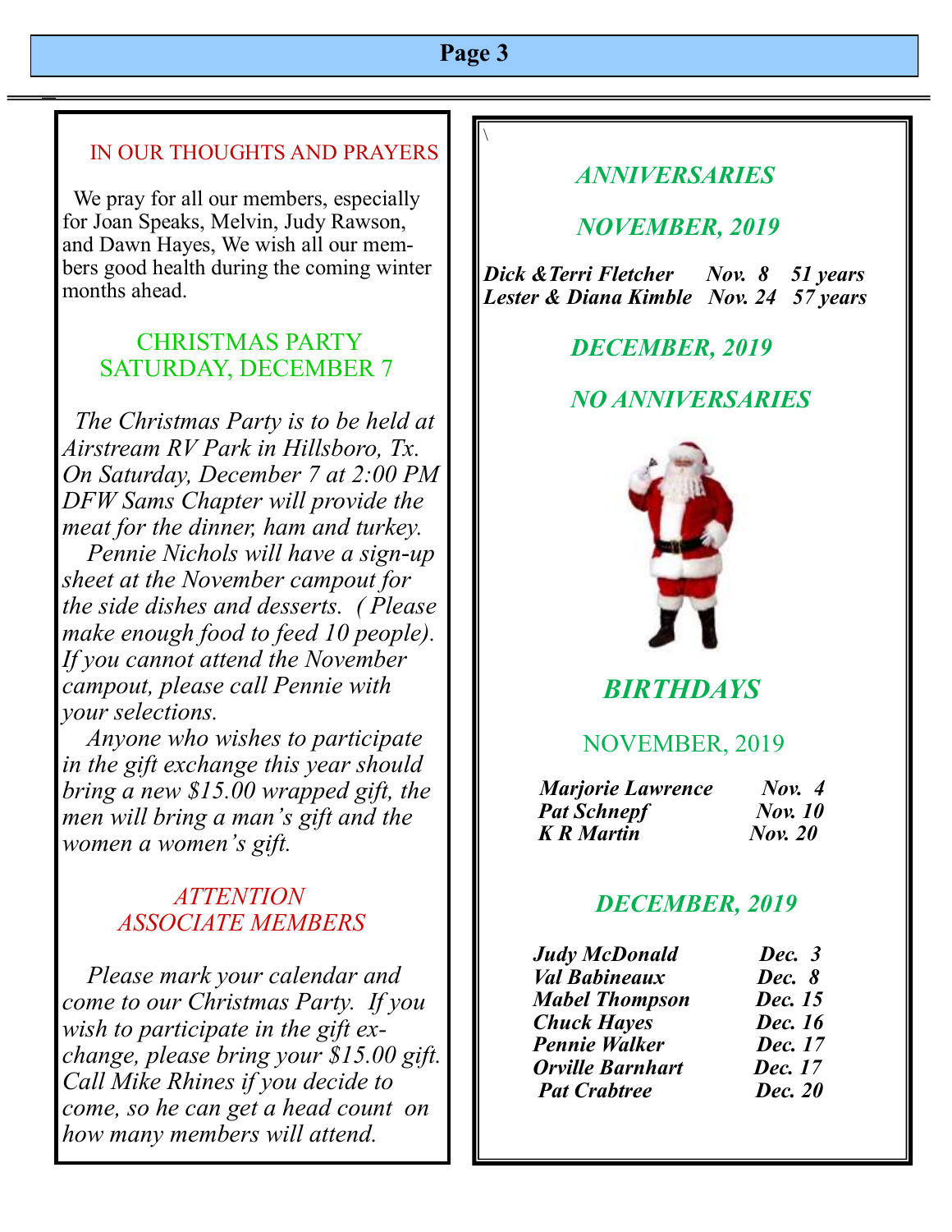## IN OUR THOUGHTS AND PRAYERS

We pray for all our members, especially for Joan Speaks, Melvin, Judy Rawson, and Dawn Hayes, We wish all our members good health during the coming winter months ahead.

## CHRISTMAS PARTY SATURDAY, DECEMBER 7

*The Christmas Party is to be held at Airstream RV Park in Hillsboro, Tx. On Saturday, December 7 at 2:00 PM DFW Sams Chapter will provide the meat for the dinner, ham and turkey.*

*Pennie Nichols will have a sign-up sheet at the November campout for the side dishes and desserts. ( Please make enough food to feed 10 people). If you cannot attend the November campout, please call Pennie with your selections.*

*Anyone who wishes to participate in the gift exchange this year should bring a new $15.00 wrapped gift, the men will bring a man's gift and the women a women's gift.*

## *ATTENTION ASSOCIATE MEMBERS*

*Please mark your calendar and come to our Christmas Party. If you wish to participate in the gift exchange, please bring your $15.00 gift. Call Mike Rhines if you decide to come, so he can get a head count on how many members will attend.*

## *ANNIVERSARIES*

### *NOVEMBER, 2019*

| | | |
|---|---|---|
| ***Dick &Terri Fletcher*** | ***Nov. 8*** | ***51 years*** |
| ***Lester & Diana Kimble*** | ***Nov. 24*** | ***57 years*** |

### *DECEMBER, 2019*

### *NO ANNIVERSARIES*

## *BIRTHDAYS*

### NOVEMBER, 2019

| | |
|---|---|
| ***Marjorie Lawrence*** | ***Nov. 4*** |
| ***Pat Schnepf*** | ***Nov. 10*** |
| ***K R Martin*** | ***Nov. 20*** |

### *DECEMBER, 2019*

| | |
|---|---|
| ***Judy McDonald*** | ***Dec. 3*** |
| ***Val Babineaux*** | ***Dec. 8*** |
| ***Mabel Thompson*** | ***Dec. 15*** |
| ***Chuck Hayes*** | ***Dec. 16*** |
| ***Pennie Walker*** | ***Dec. 17*** |
| ***Orville Barnhart*** | ***Dec. 17*** |
| ***Pat Crabtree*** | ***Dec. 20*** |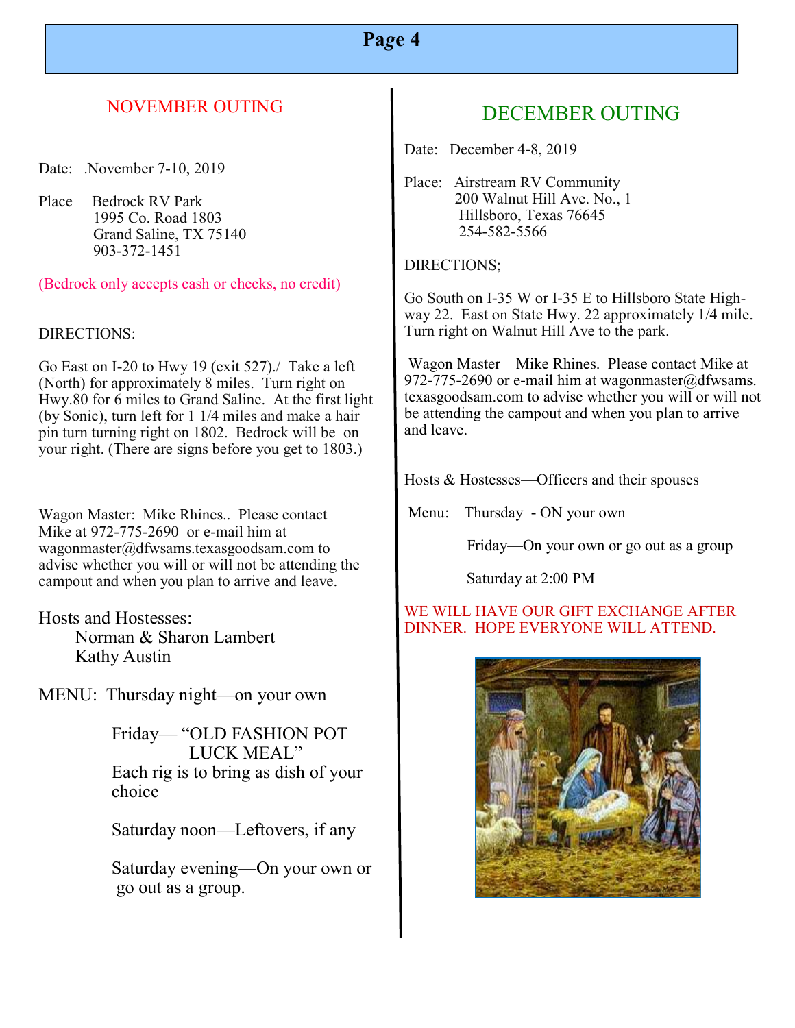## NOVEMBER OUTING

Date: .November 7-10, 2019

Place Bedrock RV Park
1995 Co. Road 1803
Grand Saline, TX 75140
903-372-1451

(Bedrock only accepts cash or checks, no credit)

DIRECTIONS:

Go East on I-20 to Hwy 19 (exit 527)./ Take a left (North) for approximately 8 miles. Turn right on Hwy.80 for 6 miles to Grand Saline. At the first light (by Sonic), turn left for 1 1/4 miles and make a hair pin turn turning right on 1802. Bedrock will be on your right. (There are signs before you get to 1803.)

Wagon Master: Mike Rhines.. Please contact Mike at 972-775-2690 or e-mail him at wagonmaster@dfwsams.texasgoodsam.com to advise whether you will or will not be attending the campout and when you plan to arrive and leave.

Hosts and Hostesses:
Norman & Sharon Lambert
Kathy Austin

MENU: Thursday night—on your own

Friday— "OLD FASHION POT LUCK MEAL"
Each rig is to bring as dish of your choice

Saturday noon—Leftovers, if any

Saturday evening—On your own or go out as a group.

## DECEMBER OUTING

Date: December 4-8, 2019

Place: Airstream RV Community
200 Walnut Hill Ave. No., 1
Hillsboro, Texas 76645
254-582-5566

DIRECTIONS;

Go South on I-35 W or I-35 E to Hillsboro State Highway 22. East on State Hwy. 22 approximately 1/4 mile. Turn right on Walnut Hill Ave to the park.

Wagon Master—Mike Rhines. Please contact Mike at 972-775-2690 or e-mail him at wagonmaster@dfwsams.texasgoodsam.com to advise whether you will or will not be attending the campout and when you plan to arrive and leave.

Hosts & Hostesses—Officers and their spouses

Menu: Thursday - ON your own

Friday—On your own or go out as a group

Saturday at 2:00 PM

WE WILL HAVE OUR GIFT EXCHANGE AFTER DINNER. HOPE EVERYONE WILL ATTEND.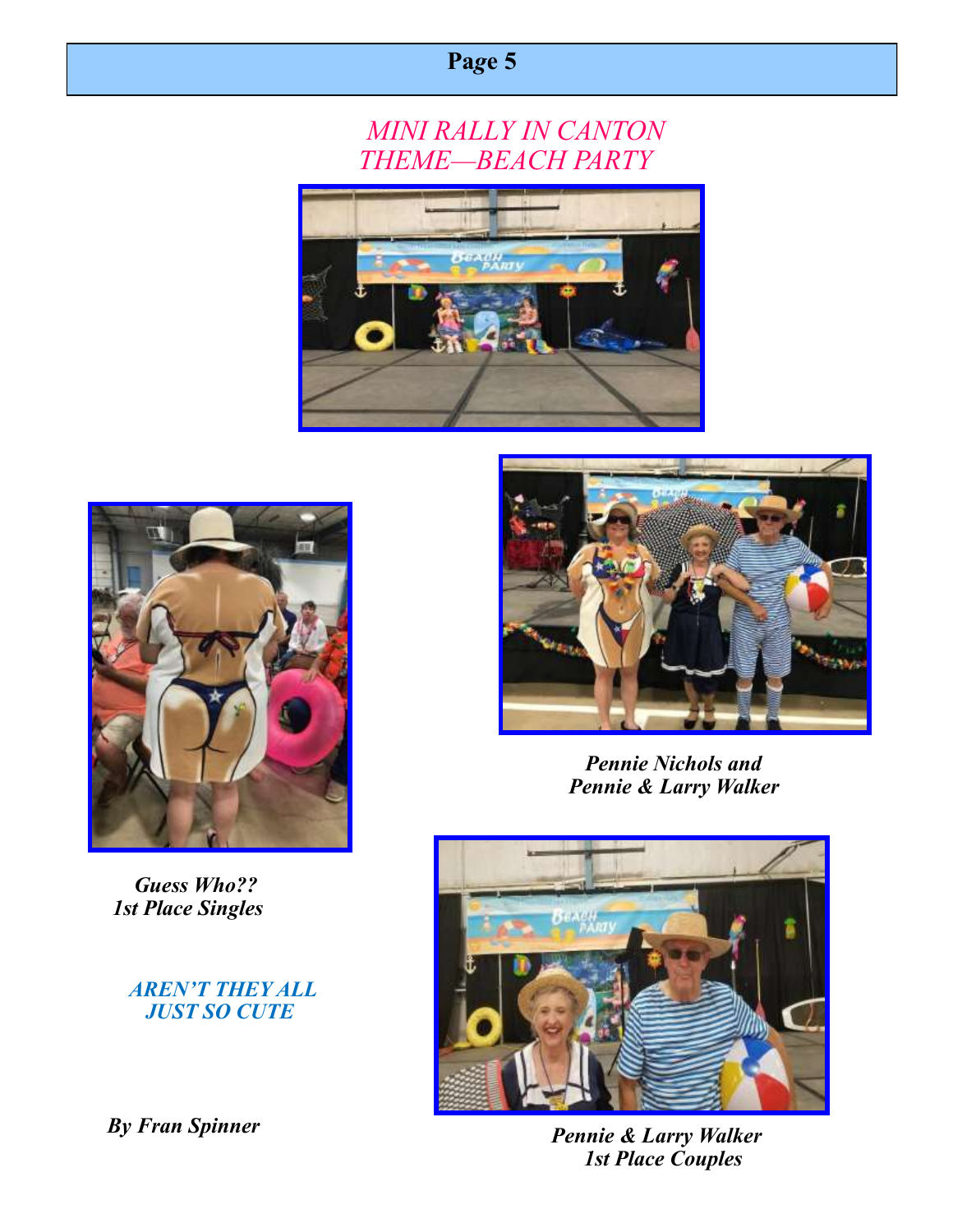## *MINI RALLY IN CANTON*
## *THEME—BEACH PARTY*

***Pennie Nichols and***
***Pennie & Larry Walker***

***Guess Who??***
***1st Place Singles***

***AREN'T THEY ALL***
***JUST SO CUTE***

***By Fran Spinner***

***Pennie & Larry Walker***
***1st Place Couples***